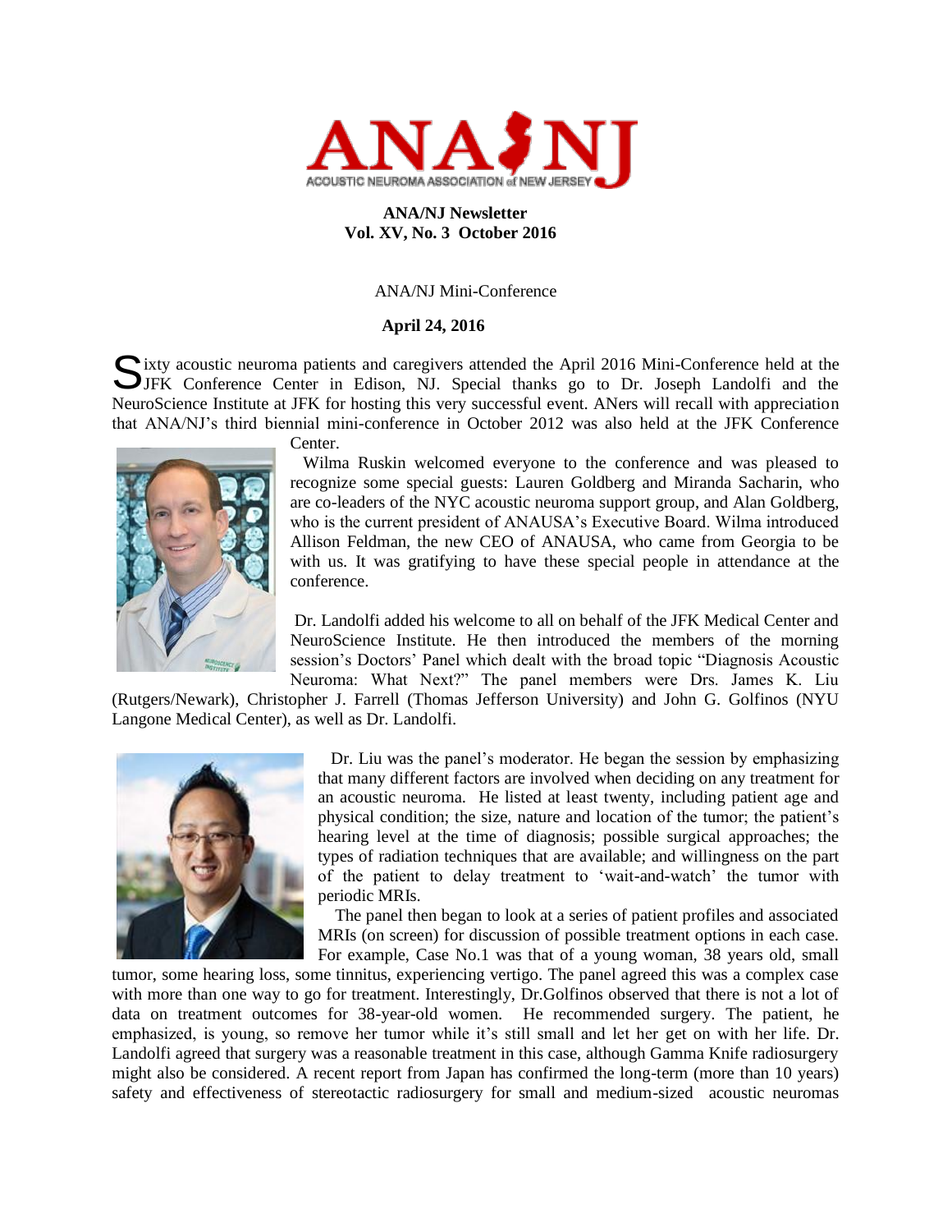ANA/NJ — ACOUSTIC NEUROMA ASSOCIATION of NEW JERSEY

**ANA/NJ Newsletter**
**Vol. XV, No. 3 October 2016**

## ANA/NJ Mini-Conference

**April 24, 2016**

Sixty acoustic neuroma patients and caregivers attended the April 2016 Mini-Conference held at the JFK Conference Center in Edison, NJ. Special thanks go to Dr. Joseph Landolfi and the NeuroScience Institute at JFK for hosting this very successful event. ANers will recall with appreciation that ANA/NJ's third biennial mini-conference in October 2012 was also held at the JFK Conference Center.

Wilma Ruskin welcomed everyone to the conference and was pleased to recognize some special guests: Lauren Goldberg and Miranda Sacharin, who are co-leaders of the NYC acoustic neuroma support group, and Alan Goldberg, who is the current president of ANAUSA's Executive Board. Wilma introduced Allison Feldman, the new CEO of ANAUSA, who came from Georgia to be with us. It was gratifying to have these special people in attendance at the conference.

Dr. Landolfi added his welcome to all on behalf of the JFK Medical Center and NeuroScience Institute. He then introduced the members of the morning session's Doctors' Panel which dealt with the broad topic "Diagnosis Acoustic Neuroma: What Next?" The panel members were Drs. James K. Liu (Rutgers/Newark), Christopher J. Farrell (Thomas Jefferson University) and John G. Golfinos (NYU Langone Medical Center), as well as Dr. Landolfi.

Dr. Liu was the panel's moderator. He began the session by emphasizing that many different factors are involved when deciding on any treatment for an acoustic neuroma. He listed at least twenty, including patient age and physical condition; the size, nature and location of the tumor; the patient's hearing level at the time of diagnosis; possible surgical approaches; the types of radiation techniques that are available; and willingness on the part of the patient to delay treatment to 'wait-and-watch' the tumor with periodic MRIs.

The panel then began to look at a series of patient profiles and associated MRIs (on screen) for discussion of possible treatment options in each case. For example, Case No.1 was that of a young woman, 38 years old, small tumor, some hearing loss, some tinnitus, experiencing vertigo. The panel agreed this was a complex case with more than one way to go for treatment. Interestingly, Dr.Golfinos observed that there is not a lot of data on treatment outcomes for 38-year-old women. He recommended surgery. The patient, he emphasized, is young, so remove her tumor while it's still small and let her get on with her life. Dr. Landolfi agreed that surgery was a reasonable treatment in this case, although Gamma Knife radiosurgery might also be considered. A recent report from Japan has confirmed the long-term (more than 10 years) safety and effectiveness of stereotactic radiosurgery for small and medium-sized acoustic neuromas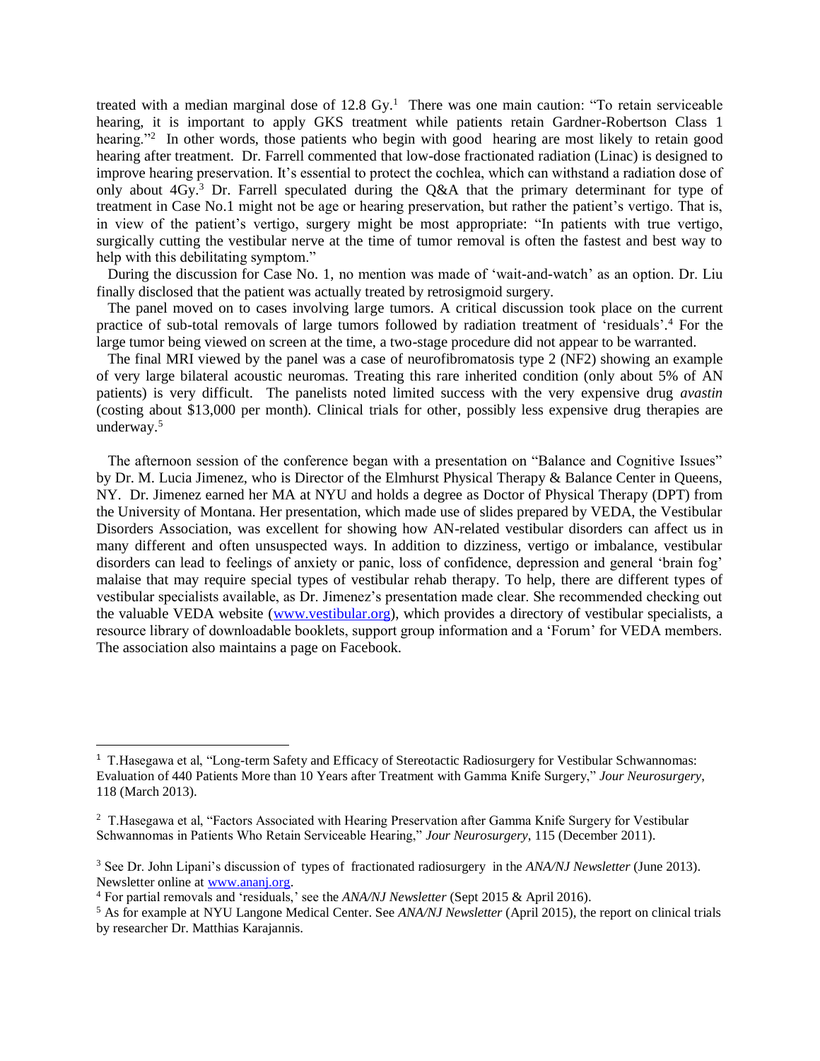treated with a median marginal dose of 12.8 Gy.[1] There was one main caution: "To retain serviceable hearing, it is important to apply GKS treatment while patients retain Gardner-Robertson Class 1 hearing."[2] In other words, those patients who begin with good hearing are most likely to retain good hearing after treatment. Dr. Farrell commented that low-dose fractionated radiation (Linac) is designed to improve hearing preservation. It's essential to protect the cochlea, which can withstand a radiation dose of only about 4Gy.[3] Dr. Farrell speculated during the Q&A that the primary determinant for type of treatment in Case No.1 might not be age or hearing preservation, but rather the patient's vertigo. That is, in view of the patient's vertigo, surgery might be most appropriate: "In patients with true vertigo, surgically cutting the vestibular nerve at the time of tumor removal is often the fastest and best way to help with this debilitating symptom."

During the discussion for Case No. 1, no mention was made of 'wait-and-watch' as an option. Dr. Liu finally disclosed that the patient was actually treated by retrosigmoid surgery.

The panel moved on to cases involving large tumors. A critical discussion took place on the current practice of sub-total removals of large tumors followed by radiation treatment of 'residuals'.[4] For the large tumor being viewed on screen at the time, a two-stage procedure did not appear to be warranted.

The final MRI viewed by the panel was a case of neurofibromatosis type 2 (NF2) showing an example of very large bilateral acoustic neuromas. Treating this rare inherited condition (only about 5% of AN patients) is very difficult. The panelists noted limited success with the very expensive drug *avastin* (costing about $13,000 per month). Clinical trials for other, possibly less expensive drug therapies are underway.[5]

The afternoon session of the conference began with a presentation on "Balance and Cognitive Issues" by Dr. M. Lucia Jimenez, who is Director of the Elmhurst Physical Therapy & Balance Center in Queens, NY. Dr. Jimenez earned her MA at NYU and holds a degree as Doctor of Physical Therapy (DPT) from the University of Montana. Her presentation, which made use of slides prepared by VEDA, the Vestibular Disorders Association, was excellent for showing how AN-related vestibular disorders can affect us in many different and often unsuspected ways. In addition to dizziness, vertigo or imbalance, vestibular disorders can lead to feelings of anxiety or panic, loss of confidence, depression and general 'brain fog' malaise that may require special types of vestibular rehab therapy. To help, there are different types of vestibular specialists available, as Dr. Jimenez's presentation made clear. She recommended checking out the valuable VEDA website (www.vestibular.org), which provides a directory of vestibular specialists, a resource library of downloadable booklets, support group information and a 'Forum' for VEDA members. The association also maintains a page on Facebook.

---

[1] T.Hasegawa et al, "Long-term Safety and Efficacy of Stereotactic Radiosurgery for Vestibular Schwannomas: Evaluation of 440 Patients More than 10 Years after Treatment with Gamma Knife Surgery," *Jour Neurosurgery,* 118 (March 2013).

[2] T.Hasegawa et al, "Factors Associated with Hearing Preservation after Gamma Knife Surgery for Vestibular Schwannomas in Patients Who Retain Serviceable Hearing," *Jour Neurosurgery,* 115 (December 2011).

[3] See Dr. John Lipani's discussion of types of fractionated radiosurgery in the *ANA/NJ Newsletter* (June 2013). Newsletter online at www.ananj.org.

[4] For partial removals and 'residuals,' see the *ANA/NJ Newsletter* (Sept 2015 & April 2016).

[5] As for example at NYU Langone Medical Center. See *ANA/NJ Newsletter* (April 2015), the report on clinical trials by researcher Dr. Matthias Karajannis.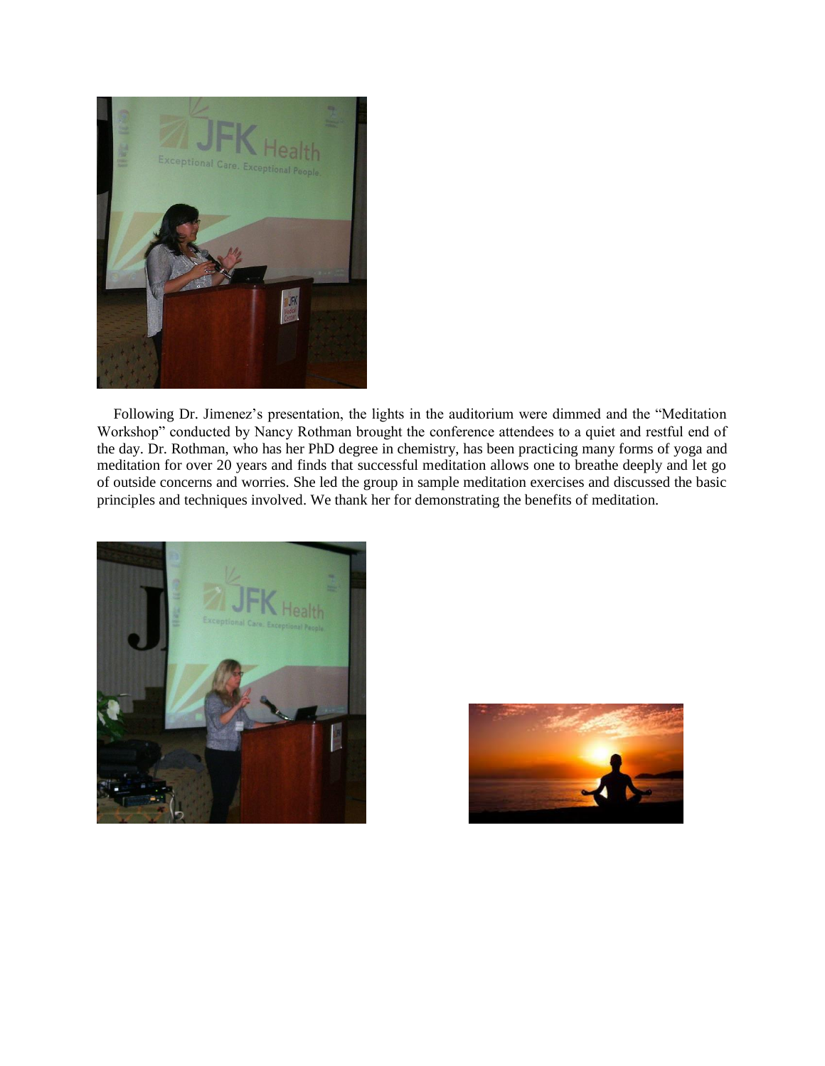Following Dr. Jimenez's presentation, the lights in the auditorium were dimmed and the "Meditation Workshop" conducted by Nancy Rothman brought the conference attendees to a quiet and restful end of the day. Dr. Rothman, who has her PhD degree in chemistry, has been practicing many forms of yoga and meditation for over 20 years and finds that successful meditation allows one to breathe deeply and let go of outside concerns and worries. She led the group in sample meditation exercises and discussed the basic principles and techniques involved. We thank her for demonstrating the benefits of meditation.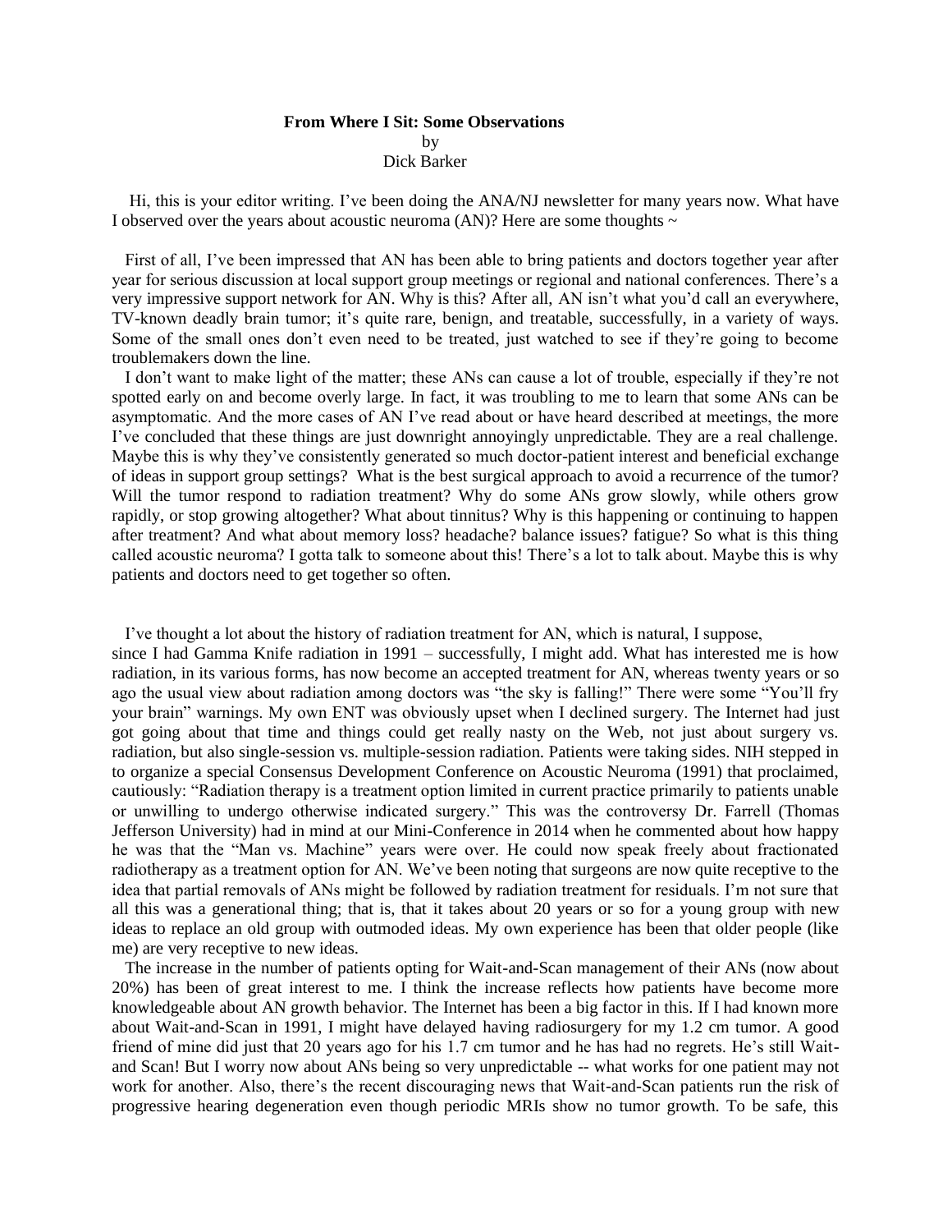**From Where I Sit: Some Observations**
by
Dick Barker

Hi, this is your editor writing. I've been doing the ANA/NJ newsletter for many years now. What have I observed over the years about acoustic neuroma (AN)? Here are some thoughts ~

First of all, I've been impressed that AN has been able to bring patients and doctors together year after year for serious discussion at local support group meetings or regional and national conferences. There's a very impressive support network for AN. Why is this? After all, AN isn't what you'd call an everywhere, TV-known deadly brain tumor; it's quite rare, benign, and treatable, successfully, in a variety of ways. Some of the small ones don't even need to be treated, just watched to see if they're going to become troublemakers down the line.

I don't want to make light of the matter; these ANs can cause a lot of trouble, especially if they're not spotted early on and become overly large. In fact, it was troubling to me to learn that some ANs can be asymptomatic. And the more cases of AN I've read about or have heard described at meetings, the more I've concluded that these things are just downright annoyingly unpredictable. They are a real challenge. Maybe this is why they've consistently generated so much doctor-patient interest and beneficial exchange of ideas in support group settings? What is the best surgical approach to avoid a recurrence of the tumor? Will the tumor respond to radiation treatment? Why do some ANs grow slowly, while others grow rapidly, or stop growing altogether? What about tinnitus? Why is this happening or continuing to happen after treatment? And what about memory loss? headache? balance issues? fatigue? So what is this thing called acoustic neuroma? I gotta talk to someone about this! There's a lot to talk about. Maybe this is why patients and doctors need to get together so often.

I've thought a lot about the history of radiation treatment for AN, which is natural, I suppose, since I had Gamma Knife radiation in 1991 – successfully, I might add. What has interested me is how radiation, in its various forms, has now become an accepted treatment for AN, whereas twenty years or so ago the usual view about radiation among doctors was "the sky is falling!" There were some "You'll fry your brain" warnings. My own ENT was obviously upset when I declined surgery. The Internet had just got going about that time and things could get really nasty on the Web, not just about surgery vs. radiation, but also single-session vs. multiple-session radiation. Patients were taking sides. NIH stepped in to organize a special Consensus Development Conference on Acoustic Neuroma (1991) that proclaimed, cautiously: "Radiation therapy is a treatment option limited in current practice primarily to patients unable or unwilling to undergo otherwise indicated surgery." This was the controversy Dr. Farrell (Thomas Jefferson University) had in mind at our Mini-Conference in 2014 when he commented about how happy he was that the "Man vs. Machine" years were over. He could now speak freely about fractionated radiotherapy as a treatment option for AN. We've been noting that surgeons are now quite receptive to the idea that partial removals of ANs might be followed by radiation treatment for residuals. I'm not sure that all this was a generational thing; that is, that it takes about 20 years or so for a young group with new ideas to replace an old group with outmoded ideas. My own experience has been that older people (like me) are very receptive to new ideas.

The increase in the number of patients opting for Wait-and-Scan management of their ANs (now about 20%) has been of great interest to me. I think the increase reflects how patients have become more knowledgeable about AN growth behavior. The Internet has been a big factor in this. If I had known more about Wait-and-Scan in 1991, I might have delayed having radiosurgery for my 1.2 cm tumor. A good friend of mine did just that 20 years ago for his 1.7 cm tumor and he has had no regrets. He's still Wait-and Scan! But I worry now about ANs being so very unpredictable -- what works for one patient may not work for another. Also, there's the recent discouraging news that Wait-and-Scan patients run the risk of progressive hearing degeneration even though periodic MRIs show no tumor growth. To be safe, this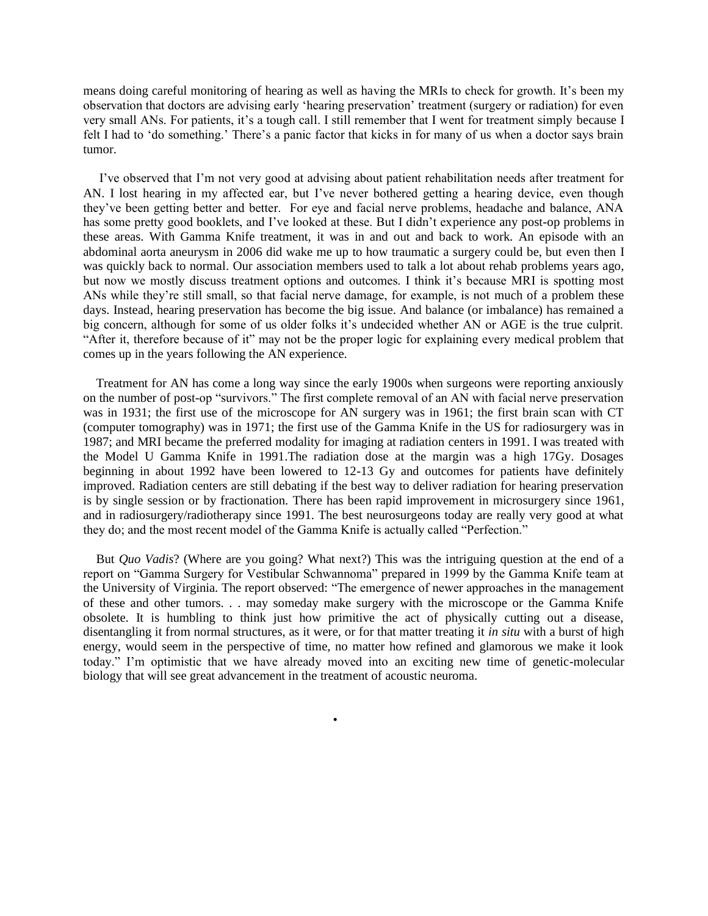means doing careful monitoring of hearing as well as having the MRIs to check for growth. It's been my observation that doctors are advising early 'hearing preservation' treatment (surgery or radiation) for even very small ANs. For patients, it's a tough call. I still remember that I went for treatment simply because I felt I had to 'do something.' There's a panic factor that kicks in for many of us when a doctor says brain tumor.

I've observed that I'm not very good at advising about patient rehabilitation needs after treatment for AN. I lost hearing in my affected ear, but I've never bothered getting a hearing device, even though they've been getting better and better. For eye and facial nerve problems, headache and balance, ANA has some pretty good booklets, and I've looked at these. But I didn't experience any post-op problems in these areas. With Gamma Knife treatment, it was in and out and back to work. An episode with an abdominal aorta aneurysm in 2006 did wake me up to how traumatic a surgery could be, but even then I was quickly back to normal. Our association members used to talk a lot about rehab problems years ago, but now we mostly discuss treatment options and outcomes. I think it's because MRI is spotting most ANs while they're still small, so that facial nerve damage, for example, is not much of a problem these days. Instead, hearing preservation has become the big issue. And balance (or imbalance) has remained a big concern, although for some of us older folks it's undecided whether AN or AGE is the true culprit. "After it, therefore because of it" may not be the proper logic for explaining every medical problem that comes up in the years following the AN experience.

Treatment for AN has come a long way since the early 1900s when surgeons were reporting anxiously on the number of post-op "survivors." The first complete removal of an AN with facial nerve preservation was in 1931; the first use of the microscope for AN surgery was in 1961; the first brain scan with CT (computer tomography) was in 1971; the first use of the Gamma Knife in the US for radiosurgery was in 1987; and MRI became the preferred modality for imaging at radiation centers in 1991. I was treated with the Model U Gamma Knife in 1991.The radiation dose at the margin was a high 17Gy. Dosages beginning in about 1992 have been lowered to 12-13 Gy and outcomes for patients have definitely improved. Radiation centers are still debating if the best way to deliver radiation for hearing preservation is by single session or by fractionation. There has been rapid improvement in microsurgery since 1961, and in radiosurgery/radiotherapy since 1991. The best neurosurgeons today are really very good at what they do; and the most recent model of the Gamma Knife is actually called "Perfection."

But *Quo Vadis*? (Where are you going? What next?) This was the intriguing question at the end of a report on "Gamma Surgery for Vestibular Schwannoma" prepared in 1999 by the Gamma Knife team at the University of Virginia. The report observed: "The emergence of newer approaches in the management of these and other tumors. . . may someday make surgery with the microscope or the Gamma Knife obsolete. It is humbling to think just how primitive the act of physically cutting out a disease, disentangling it from normal structures, as it were, or for that matter treating it *in situ* with a burst of high energy, would seem in the perspective of time, no matter how refined and glamorous we make it look today." I'm optimistic that we have already moved into an exciting new time of genetic-molecular biology that will see great advancement in the treatment of acoustic neuroma.

•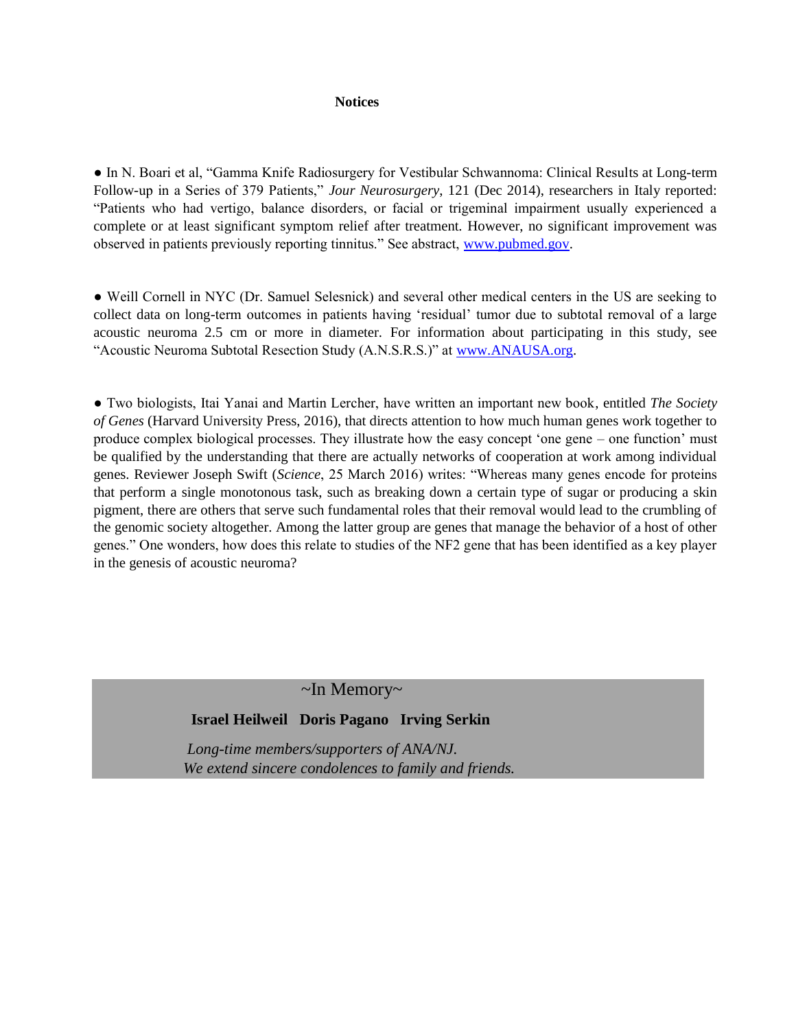**Notices**

● In N. Boari et al, "Gamma Knife Radiosurgery for Vestibular Schwannoma: Clinical Results at Long-term Follow-up in a Series of 379 Patients," *Jour Neurosurgery*, 121 (Dec 2014), researchers in Italy reported: "Patients who had vertigo, balance disorders, or facial or trigeminal impairment usually experienced a complete or at least significant symptom relief after treatment. However, no significant improvement was observed in patients previously reporting tinnitus." See abstract, [www.pubmed.gov](http://www.pubmed.gov).

● Weill Cornell in NYC (Dr. Samuel Selesnick) and several other medical centers in the US are seeking to collect data on long-term outcomes in patients having 'residual' tumor due to subtotal removal of a large acoustic neuroma 2.5 cm or more in diameter. For information about participating in this study, see "Acoustic Neuroma Subtotal Resection Study (A.N.S.R.S.)" at [www.ANAUSA.org](http://www.ANAUSA.org).

● Two biologists, Itai Yanai and Martin Lercher, have written an important new book, entitled *The Society of Genes* (Harvard University Press, 2016), that directs attention to how much human genes work together to produce complex biological processes. They illustrate how the easy concept 'one gene – one function' must be qualified by the understanding that there are actually networks of cooperation at work among individual genes. Reviewer Joseph Swift (*Science*, 25 March 2016) writes: "Whereas many genes encode for proteins that perform a single monotonous task, such as breaking down a certain type of sugar or producing a skin pigment, there are others that serve such fundamental roles that their removal would lead to the crumbling of the genomic society altogether. Among the latter group are genes that manage the behavior of a host of other genes." One wonders, how does this relate to studies of the NF2 gene that has been identified as a key player in the genesis of acoustic neuroma?

~In Memory~

**Israel Heilweil Doris Pagano Irving Serkin**

*Long-time members/supporters of ANA/NJ.*
*We extend sincere condolences to family and friends.*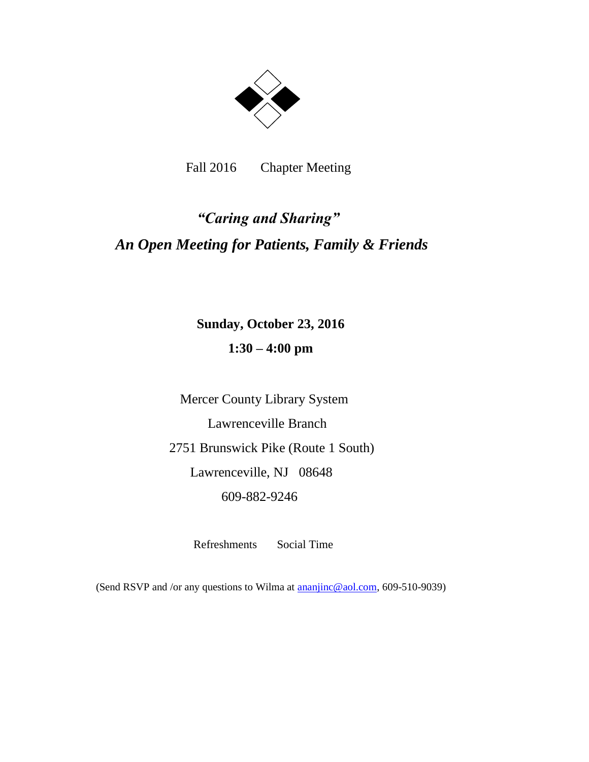Fall 2016 Chapter Meeting

## *"Caring and Sharing"*

## *An Open Meeting for Patients, Family & Friends*

**Sunday, October 23, 2016**

**1:30 – 4:00 pm**

Mercer County Library System

Lawrenceville Branch

2751 Brunswick Pike (Route 1 South)

Lawrenceville, NJ 08648

609-882-9246

Refreshments Social Time

(Send RSVP and /or any questions to Wilma at ananjinc@aol.com, 609-510-9039)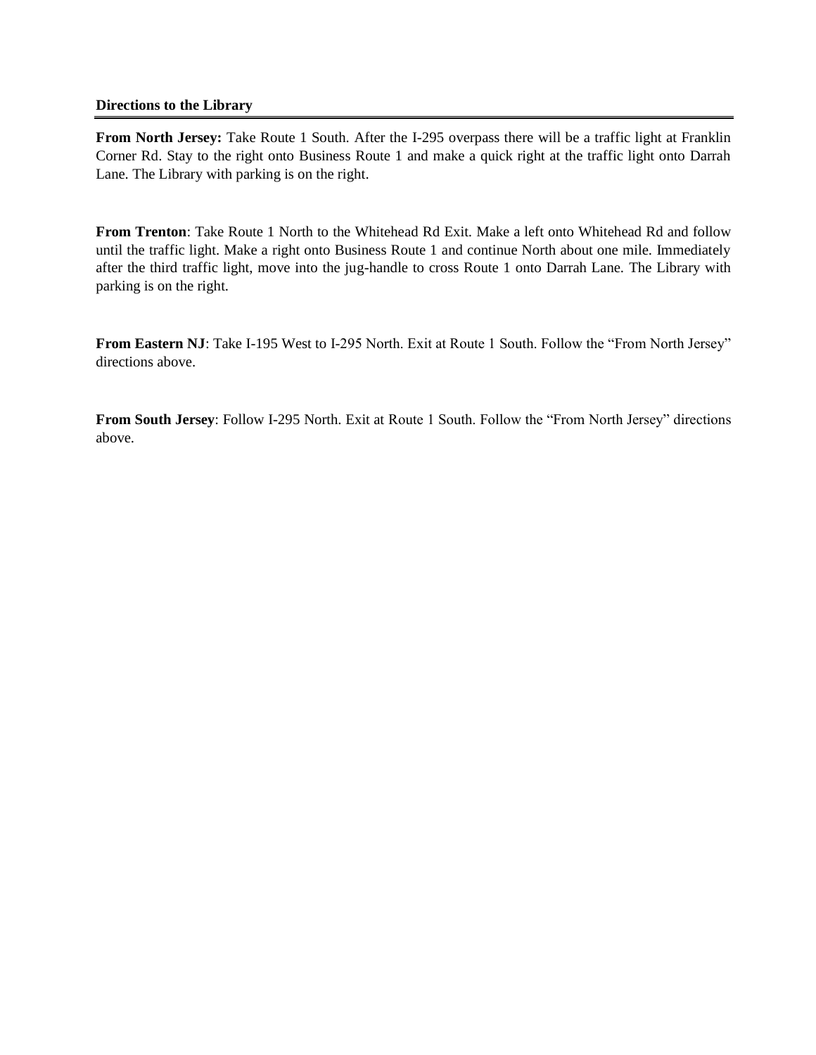**Directions to the Library**

**From North Jersey:** Take Route 1 South. After the I-295 overpass there will be a traffic light at Franklin Corner Rd. Stay to the right onto Business Route 1 and make a quick right at the traffic light onto Darrah Lane. The Library with parking is on the right.

**From Trenton**: Take Route 1 North to the Whitehead Rd Exit. Make a left onto Whitehead Rd and follow until the traffic light. Make a right onto Business Route 1 and continue North about one mile. Immediately after the third traffic light, move into the jug-handle to cross Route 1 onto Darrah Lane. The Library with parking is on the right.

**From Eastern NJ**: Take I-195 West to I-295 North. Exit at Route 1 South. Follow the "From North Jersey" directions above.

**From South Jersey**: Follow I-295 North. Exit at Route 1 South. Follow the "From North Jersey" directions above.